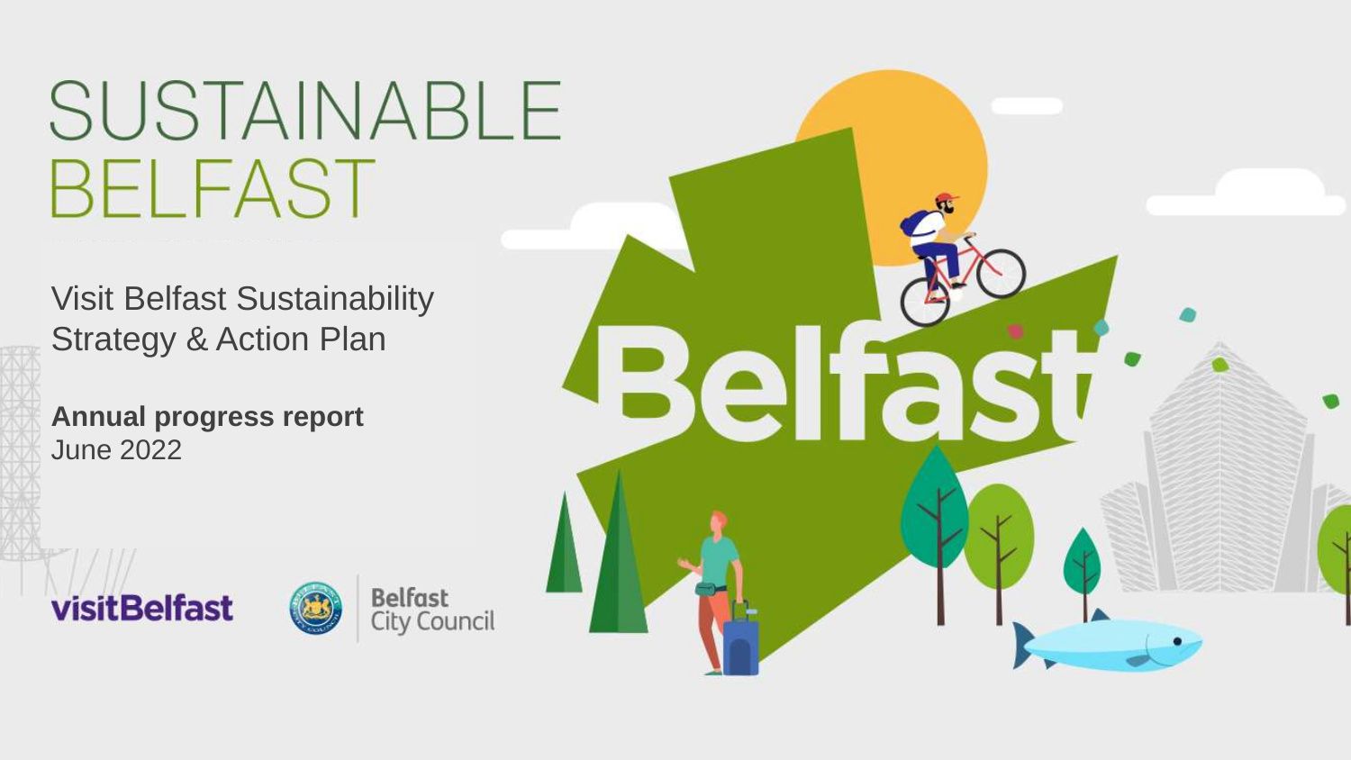# SUSTAINABLE BELFAST

Visit Belfast Sustainability Strategy & Action Plan

**Annual progress report**
June 2022

visitBelfast

Belfast City Council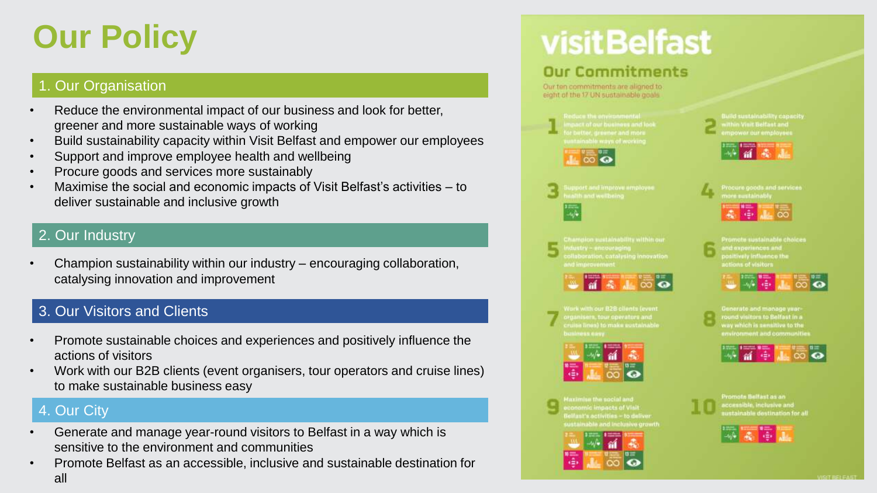# Our Policy

## 1. Our Organisation

- Reduce the environmental impact of our business and look for better, greener and more sustainable ways of working
- Build sustainability capacity within Visit Belfast and empower our employees
- Support and improve employee health and wellbeing
- Procure goods and services more sustainably
- Maximise the social and economic impacts of Visit Belfast's activities – to deliver sustainable and inclusive growth

## 2. Our Industry

- Champion sustainability within our industry – encouraging collaboration, catalysing innovation and improvement

## 3. Our Visitors and Clients

- Promote sustainable choices and experiences and positively influence the actions of visitors
- Work with our B2B clients (event organisers, tour operators and cruise lines) to make sustainable business easy

## 4. Our City

- Generate and manage year-round visitors to Belfast in a way which is sensitive to the environment and communities
- Promote Belfast as an accessible, inclusive and sustainable destination for all

## visitBelfast

### Our Commitments

Our ten commitments are aligned to eight of the 17 UN sustainable goals

1. Reduce the environmental impact of our business and look for better, greener and more sustainable ways of working
2. Build sustainability capacity within Visit Belfast and empower our employees
3. Support and improve employee health and wellbeing
4. Procure goods and services more sustainably
5. Champion sustainability within our industry – encouraging collaboration, catalysing innovation and improvement
6. Promote sustainable choices and experiences and positively influence the actions of visitors
7. Work with our B2B clients (event organisers, tour operators and cruise lines) to make sustainable business easy
8. Generate and manage year-round visitors to Belfast in a way which is sensitive to the environment and communities
9. Maximise the social and economic impacts of Visit Belfast's activities – to deliver sustainable and inclusive growth
10. Promote Belfast as an accessible, inclusive and sustainable destination for all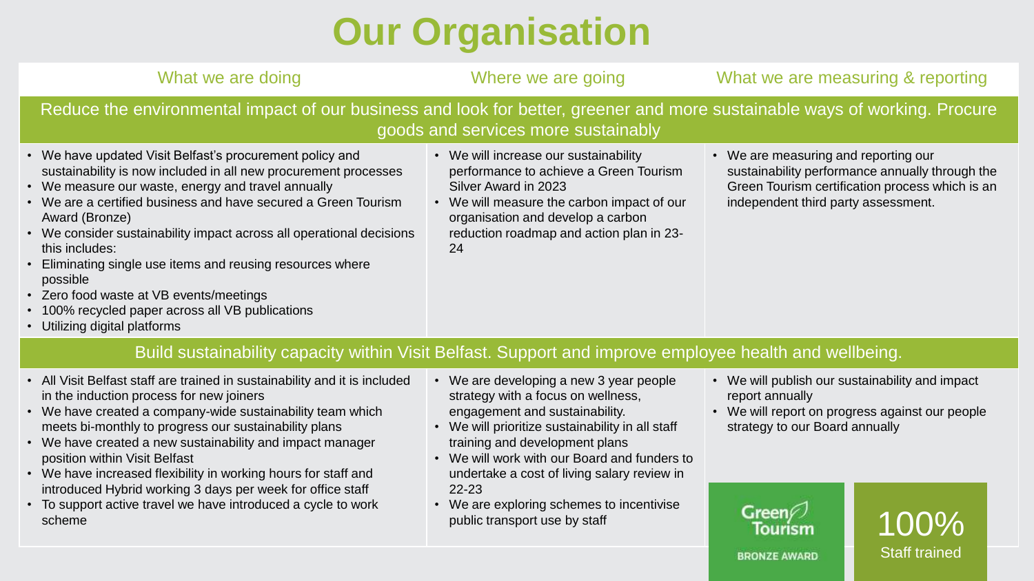# Our Organisation

| What we are doing | Where we are going | What we are measuring & reporting |
|---|---|---|
| **Reduce the environmental impact of our business and look for better, greener and more sustainable ways of working. Procure goods and services more sustainably** | | |
| • We have updated Visit Belfast's procurement policy and sustainability is now included in all new procurement processes<br>• We measure our waste, energy and travel annually<br>• We are a certified business and have secured a Green Tourism Award (Bronze)<br>• We consider sustainability impact across all operational decisions this includes:<br>• Eliminating single use items and reusing resources where possible<br>• Zero food waste at VB events/meetings<br>• 100% recycled paper across all VB publications<br>• Utilizing digital platforms | • We will increase our sustainability performance to achieve a Green Tourism Silver Award in 2023<br>• We will measure the carbon impact of our organisation and develop a carbon reduction roadmap and action plan in 23-24 | • We are measuring and reporting our sustainability performance annually through the Green Tourism certification process which is an independent third party assessment. |
| **Build sustainability capacity within Visit Belfast. Support and improve employee health and wellbeing.** | | |
| • All Visit Belfast staff are trained in sustainability and it is included in the induction process for new joiners<br>• We have created a company-wide sustainability team which meets bi-monthly to progress our sustainability plans<br>• We have created a new sustainability and impact manager position within Visit Belfast<br>• We have increased flexibility in working hours for staff and introduced Hybrid working 3 days per week for office staff<br>• To support active travel we have introduced a cycle to work scheme | • We are developing a new 3 year people strategy with a focus on wellness, engagement and sustainability.<br>• We will prioritize sustainability in all staff training and development plans<br>• We will work with our Board and funders to undertake a cost of living salary review in 22-23<br>• We are exploring schemes to incentivise public transport use by staff | • We will publish our sustainability and impact report annually<br>• We will report on progress against our people strategy to our Board annually<br><br>Green Tourism BRONZE AWARD<br><br>100% Staff trained |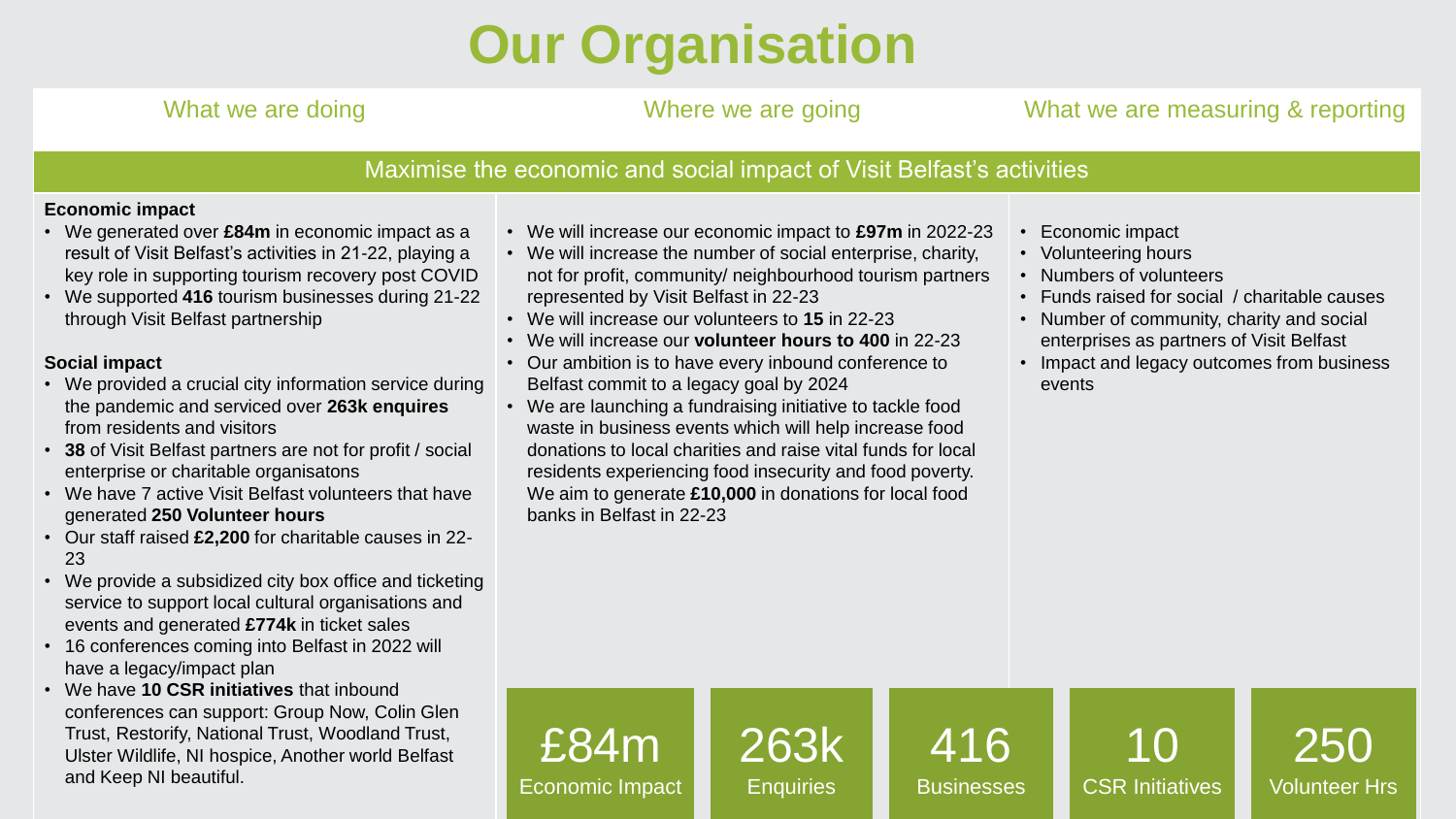# Our Organisation

## Maximise the economic and social impact of Visit Belfast's activities

### What we are doing

**Economic impact**

- We generated over **£84m** in economic impact as a result of Visit Belfast's activities in 21-22, playing a key role in supporting tourism recovery post COVID
- We supported **416** tourism businesses during 21-22 through Visit Belfast partnership

**Social impact**

- We provided a crucial city information service during the pandemic and serviced over **263k enquires** from residents and visitors
- **38** of Visit Belfast partners are not for profit / social enterprise or charitable organisatons
- We have 7 active Visit Belfast volunteers that have generated **250 Volunteer hours**
- Our staff raised **£2,200** for charitable causes in 22-23
- We provide a subsidized city box office and ticketing service to support local cultural organisations and events and generated **£774k** in ticket sales
- 16 conferences coming into Belfast in 2022 will have a legacy/impact plan
- We have **10 CSR initiatives** that inbound conferences can support: Group Now, Colin Glen Trust, Restorify, National Trust, Woodland Trust, Ulster Wildlife, NI hospice, Another world Belfast and Keep NI beautiful.

### Where we are going

- We will increase our economic impact to **£97m** in 2022-23
- We will increase the number of social enterprise, charity, not for profit, community/ neighbourhood tourism partners represented by Visit Belfast in 22-23
- We will increase our volunteers to **15** in 22-23
- We will increase our **volunteer hours to 400** in 22-23
- Our ambition is to have every inbound conference to Belfast commit to a legacy goal by 2024
- We are launching a fundraising initiative to tackle food waste in business events which will help increase food donations to local charities and raise vital funds for local residents experiencing food insecurity and food poverty. We aim to generate **£10,000** in donations for local food banks in Belfast in 22-23

### What we are measuring & reporting

- Economic impact
- Volunteering hours
- Numbers of volunteers
- Funds raised for social / charitable causes
- Number of community, charity and social enterprises as partners of Visit Belfast
- Impact and legacy outcomes from business events

| £84m | 263k | 416 | 10 | 250 |
|---|---|---|---|---|
| Economic Impact | Enquiries | Businesses | CSR Initiatives | Volunteer Hrs |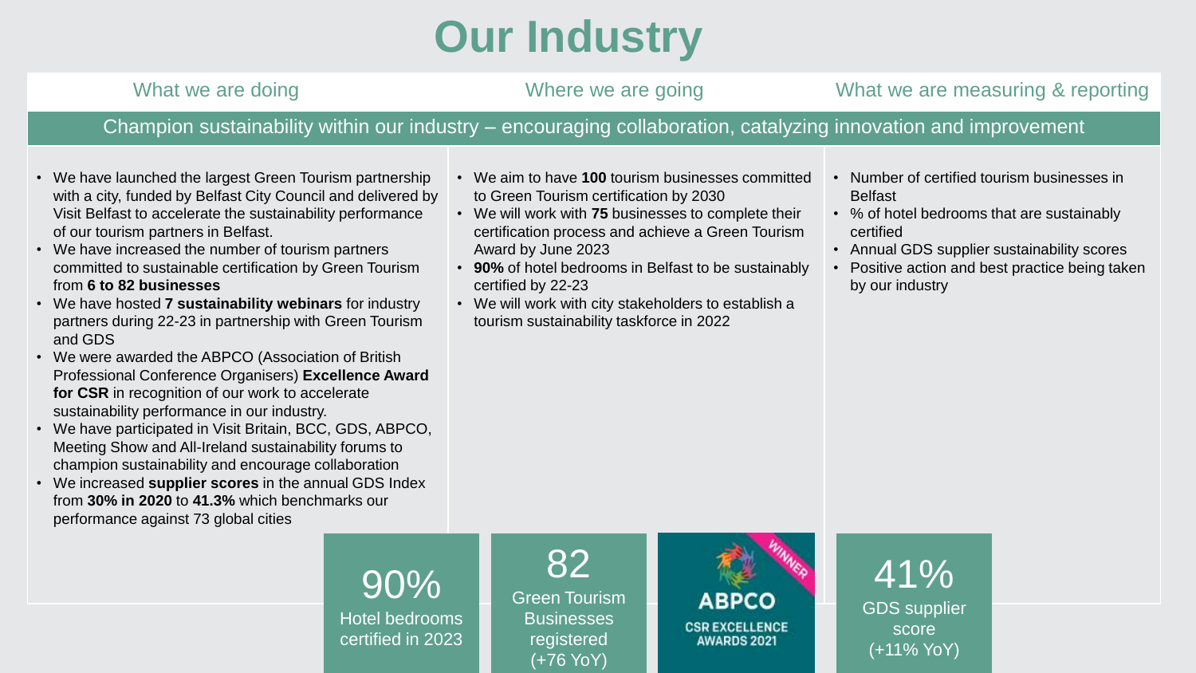# Our Industry

| What we are doing | Where we are going | What we are measuring & reporting |
|---|---|---|
| Champion sustainability within our industry – encouraging collaboration, catalyzing innovation and improvement | | |

**What we are doing**

- We have launched the largest Green Tourism partnership with a city, funded by Belfast City Council and delivered by Visit Belfast to accelerate the sustainability performance of our tourism partners in Belfast.
- We have increased the number of tourism partners committed to sustainable certification by Green Tourism from **6 to 82 businesses**
- We have hosted **7 sustainability webinars** for industry partners during 22-23 in partnership with Green Tourism and GDS
- We were awarded the ABPCO (Association of British Professional Conference Organisers) **Excellence Award for CSR** in recognition of our work to accelerate sustainability performance in our industry.
- We have participated in Visit Britain, BCC, GDS, ABPCO, Meeting Show and All-Ireland sustainability forums to champion sustainability and encourage collaboration
- We increased **supplier scores** in the annual GDS Index from **30% in 2020** to **41.3%** which benchmarks our performance against 73 global cities

**Where we are going**

- We aim to have **100** tourism businesses committed to Green Tourism certification by 2030
- We will work with **75** businesses to complete their certification process and achieve a Green Tourism Award by June 2023
- **90%** of hotel bedrooms in Belfast to be sustainably certified by 22-23
- We will work with city stakeholders to establish a tourism sustainability taskforce in 2022

**What we are measuring & reporting**

- Number of certified tourism businesses in Belfast
- % of hotel bedrooms that are sustainably certified
- Annual GDS supplier sustainability scores
- Positive action and best practice being taken by our industry

**90%** Hotel bedrooms certified in 2023

**82** Green Tourism Businesses registered (+76 YoY)

WINNER ABPCO CSR EXCELLENCE AWARDS 2021

**41%** GDS supplier score (+11% YoY)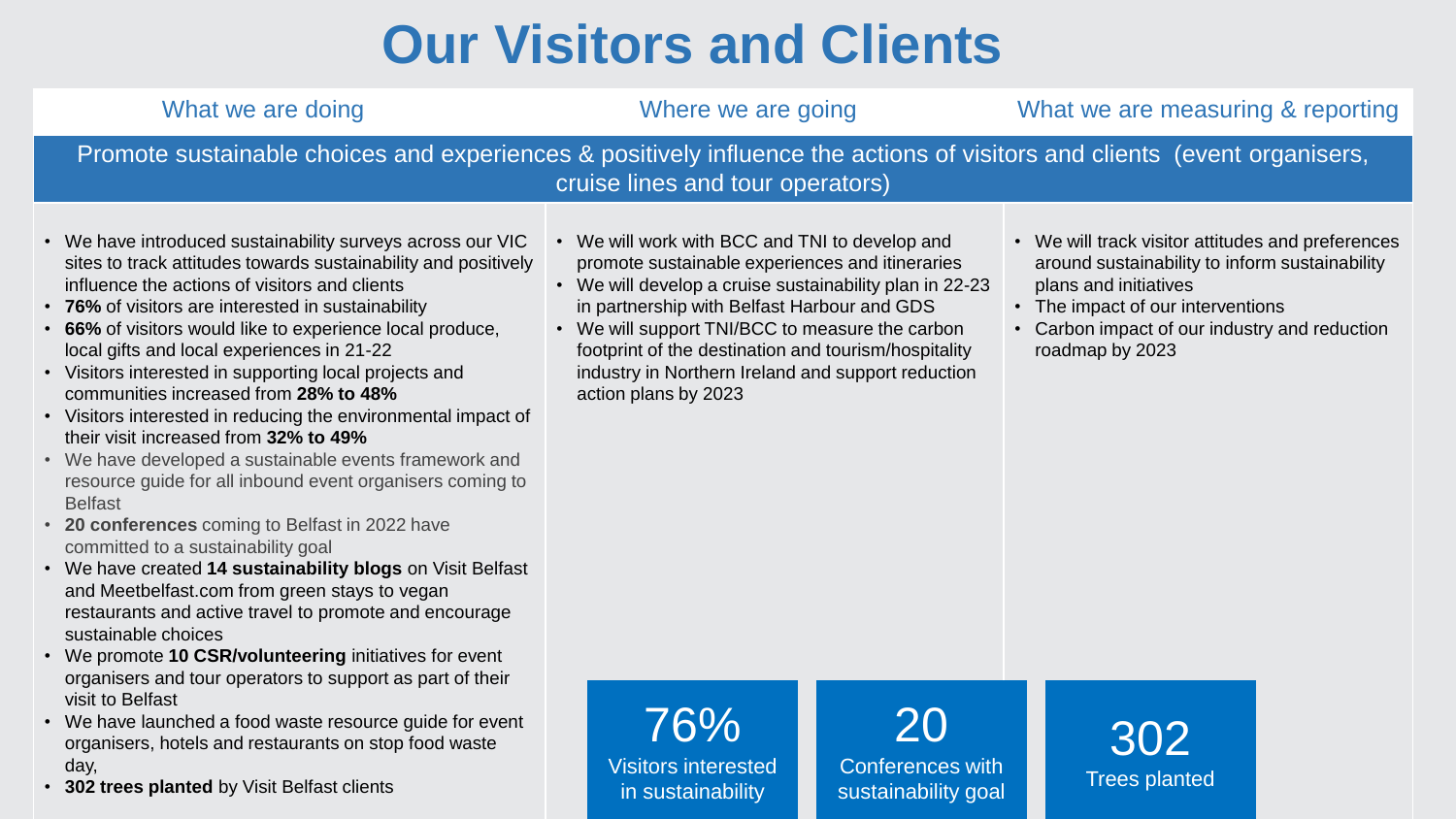# Our Visitors and Clients

| What we are doing | Where we are going | What we are measuring & reporting |
|---|---|---|

## Promote sustainable choices and experiences & positively influence the actions of visitors and clients (event organisers, cruise lines and tour operators)

### What we are doing

- We have introduced sustainability surveys across our VIC sites to track attitudes towards sustainability and positively influence the actions of visitors and clients
- **76%** of visitors are interested in sustainability
- **66%** of visitors would like to experience local produce, local gifts and local experiences in 21-22
- Visitors interested in supporting local projects and communities increased from **28% to 48%**
- Visitors interested in reducing the environmental impact of their visit increased from **32% to 49%**
- We have developed a sustainable events framework and resource guide for all inbound event organisers coming to Belfast
- **20 conferences** coming to Belfast in 2022 have committed to a sustainability goal
- We have created **14 sustainability blogs** on Visit Belfast and Meetbelfast.com from green stays to vegan restaurants and active travel to promote and encourage sustainable choices
- We promote **10 CSR/volunteering** initiatives for event organisers and tour operators to support as part of their visit to Belfast
- We have launched a food waste resource guide for event organisers, hotels and restaurants on stop food waste day,
- **302 trees planted** by Visit Belfast clients

### Where we are going

- We will work with BCC and TNI to develop and promote sustainable experiences and itineraries
- We will develop a cruise sustainability plan in 22-23 in partnership with Belfast Harbour and GDS
- We will support TNI/BCC to measure the carbon footprint of the destination and tourism/hospitality industry in Northern Ireland and support reduction action plans by 2023

### What we are measuring & reporting

- We will track visitor attitudes and preferences around sustainability to inform sustainability plans and initiatives
- The impact of our interventions
- Carbon impact of our industry and reduction roadmap by 2023

**76%**
Visitors interested in sustainability

**20**
Conferences with sustainability goal

**302**
Trees planted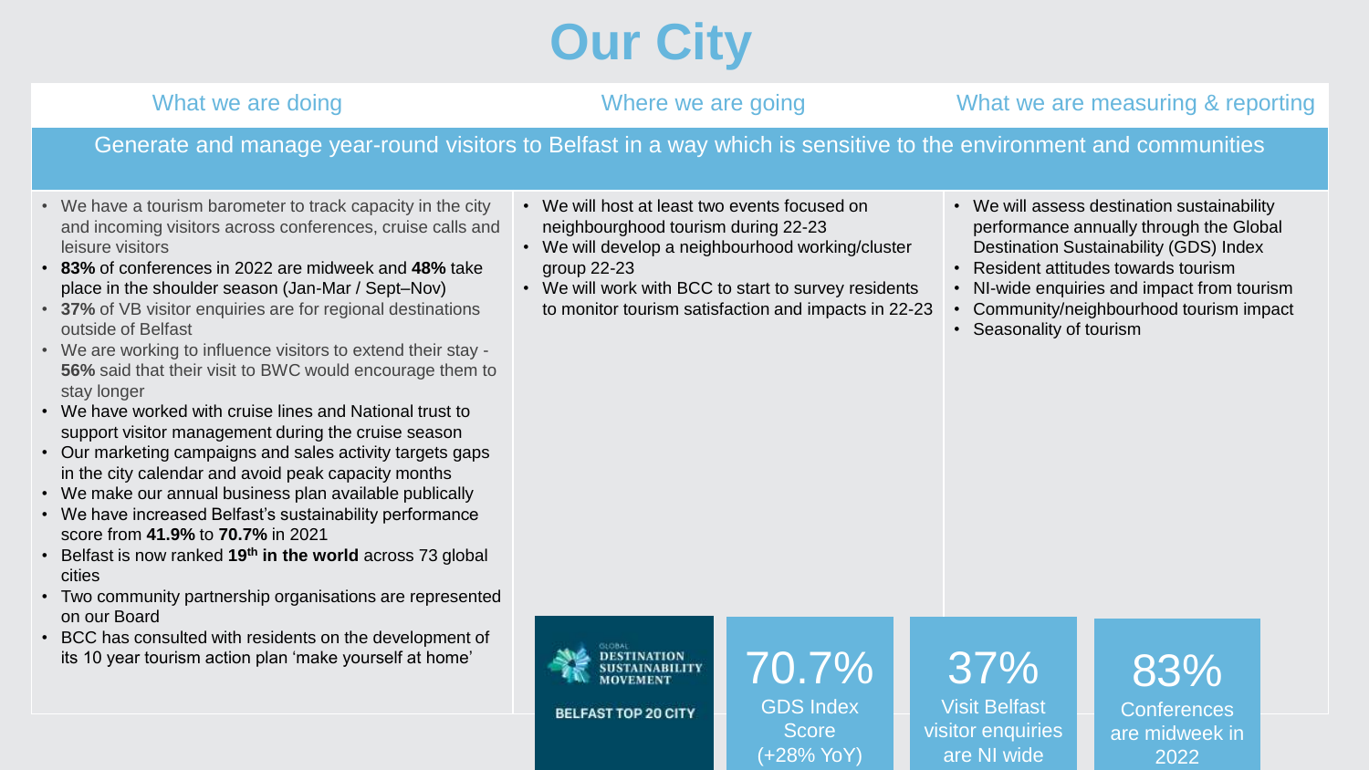# Our City

| What we are doing | Where we are going | What we are measuring & reporting |
|---|---|---|

## Generate and manage year-round visitors to Belfast in a way which is sensitive to the environment and communities

### What we are doing

- We have a tourism barometer to track capacity in the city and incoming visitors across conferences, cruise calls and leisure visitors
- **83%** of conferences in 2022 are midweek and **48%** take place in the shoulder season (Jan-Mar / Sept–Nov)
- **37%** of VB visitor enquiries are for regional destinations outside of Belfast
- We are working to influence visitors to extend their stay - **56%** said that their visit to BWC would encourage them to stay longer
- We have worked with cruise lines and National trust to support visitor management during the cruise season
- Our marketing campaigns and sales activity targets gaps in the city calendar and avoid peak capacity months
- We make our annual business plan available publically
- We have increased Belfast's sustainability performance score from **41.9%** to **70.7%** in 2021
- Belfast is now ranked **19th in the world** across 73 global cities
- Two community partnership organisations are represented on our Board
- BCC has consulted with residents on the development of its 10 year tourism action plan 'make yourself at home'

### Where we are going

- We will host at least two events focused on neighbourghood tourism during 22-23
- We will develop a neighbourhood working/cluster group 22-23
- We will work with BCC to start to survey residents to monitor tourism satisfaction and impacts in 22-23

### What we are measuring & reporting

- We will assess destination sustainability performance annually through the Global Destination Sustainability (GDS) Index
- Resident attitudes towards tourism
- NI-wide enquiries and impact from tourism
- Community/neighbourhood tourism impact
- Seasonality of tourism

GLOBAL DESTINATION SUSTAINABILITY MOVEMENT

BELFAST TOP 20 CITY

**70.7%** GDS Index Score (+28% YoY)

**37%** Visit Belfast visitor enquiries are NI wide

**83%** Conferences are midweek in 2022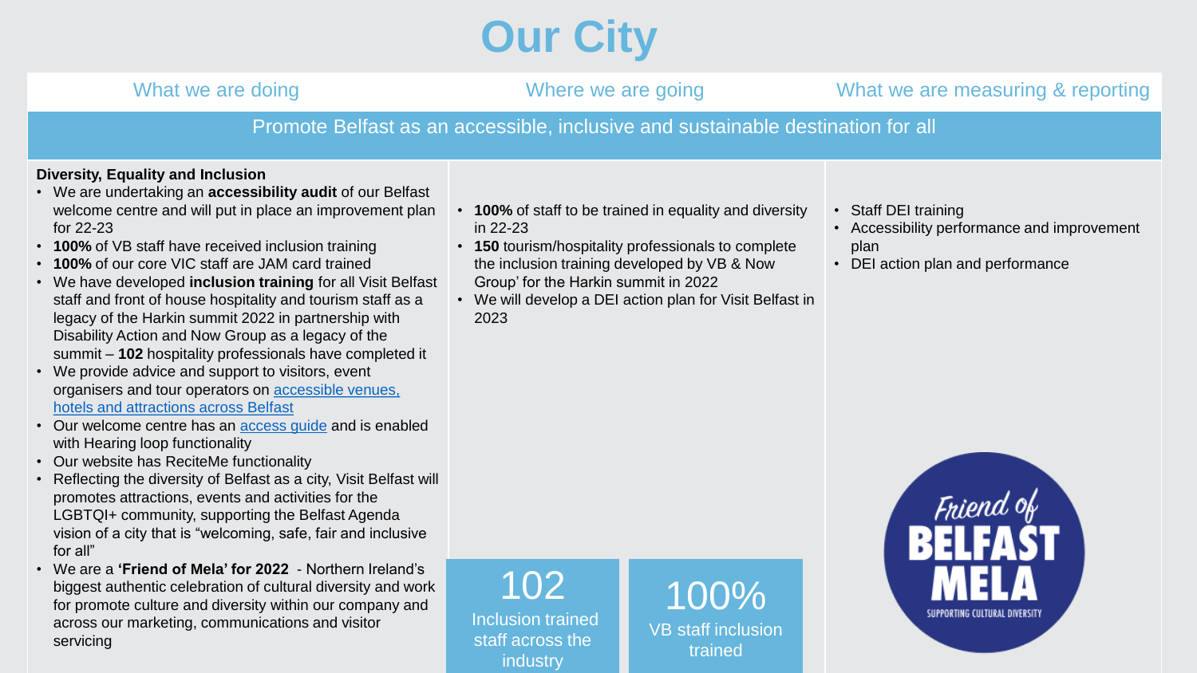# Our City

| What we are doing | Where we are going | What we are measuring & reporting |
|---|---|---|

## Promote Belfast as an accessible, inclusive and sustainable destination for all

### What we are doing

**Diversity, Equality and Inclusion**

- We are undertaking an **accessibility audit** of our Belfast welcome centre and will put in place an improvement plan for 22-23
- **100%** of VB staff have received inclusion training
- **100%** of our core VIC staff are JAM card trained
- We have developed **inclusion training** for all Visit Belfast staff and front of house hospitality and tourism staff as a legacy of the Harkin summit 2022 in partnership with Disability Action and Now Group as a legacy of the summit – **102** hospitality professionals have completed it
- We provide advice and support to visitors, event organisers and tour operators on [accessible venues, hotels and attractions across Belfast]()
- Our welcome centre has an [access guide]() and is enabled with Hearing loop functionality
- Our website has ReciteMe functionality
- Reflecting the diversity of Belfast as a city, Visit Belfast will promotes attractions, events and activities for the LGBTQI+ community, supporting the Belfast Agenda vision of a city that is "welcoming, safe, fair and inclusive for all"
- We are a **'Friend of Mela' for 2022** - Northern Ireland's biggest authentic celebration of cultural diversity and work for promote culture and diversity within our company and across our marketing, communications and visitor servicing

### Where we are going

- **100%** of staff to be trained in equality and diversity in 22-23
- **150** tourism/hospitality professionals to complete the inclusion training developed by VB & Now Group' for the Harkin summit in 2022
- We will develop a DEI action plan for Visit Belfast in 2023

**102**
Inclusion trained staff across the industry

**100%**
VB staff inclusion trained

### What we are measuring & reporting

- Staff DEI training
- Accessibility performance and improvement plan
- DEI action plan and performance

Friend of BELFAST MELA – SUPPORTING CULTURAL DIVERSITY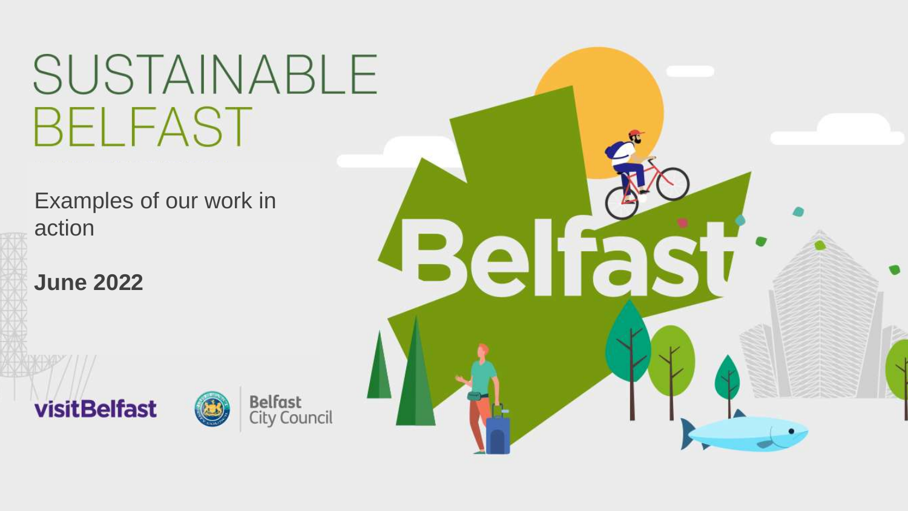# SUSTAINABLE BELFAST

Examples of our work in action

**June 2022**

visitBelfast

Belfast City Council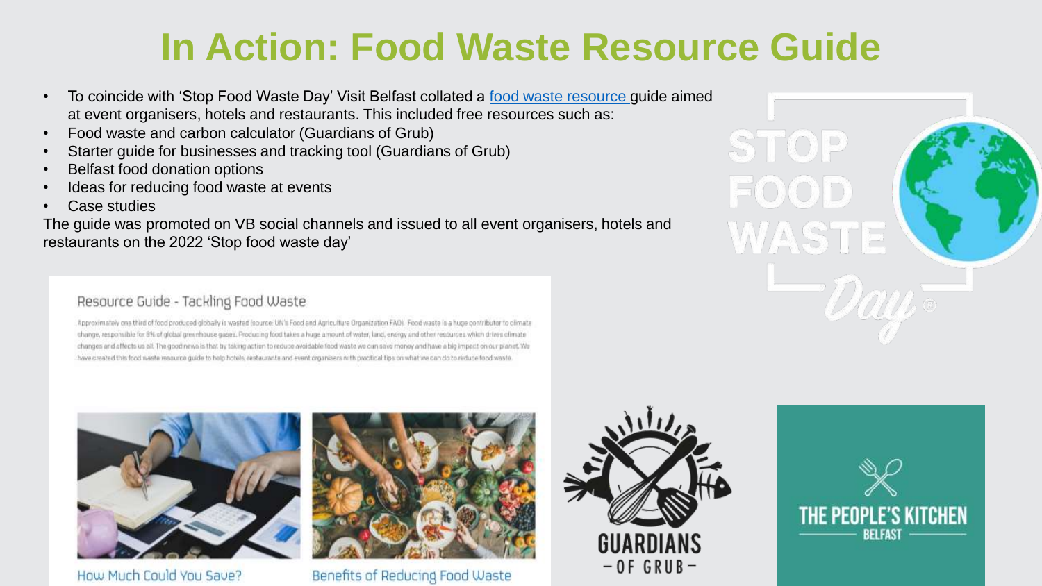# In Action: Food Waste Resource Guide

- To coincide with 'Stop Food Waste Day' Visit Belfast collated a food waste resource guide aimed at event organisers, hotels and restaurants. This included free resources such as:
- Food waste and carbon calculator (Guardians of Grub)
- Starter guide for businesses and tracking tool (Guardians of Grub)
- Belfast food donation options
- Ideas for reducing food waste at events
- Case studies

The guide was promoted on VB social channels and issued to all event organisers, hotels and restaurants on the 2022 'Stop food waste day'

Resource Guide - Tackling Food Waste

Approximately one third of food produced globally is wasted (source: UN's Food and Agriculture Organization FAO). Food waste is a huge contributor to climate change, responsible for 8% of global greenhouse gases. Producing food takes a huge amount of water, land, energy and other resources which drives climate changes and affects us all. The good news is that by taking action to reduce avoidable food waste we can save money and have a big impact on our planet. We have created this food waste resource guide to help hotels, restaurants and event organisers with practical tips on what we can do to reduce food waste.

How Much Could You Save?

Benefits of Reducing Food Waste

STOP FOOD WASTE Day

GUARDIANS – OF GRUB –

THE PEOPLE'S KITCHEN BELFAST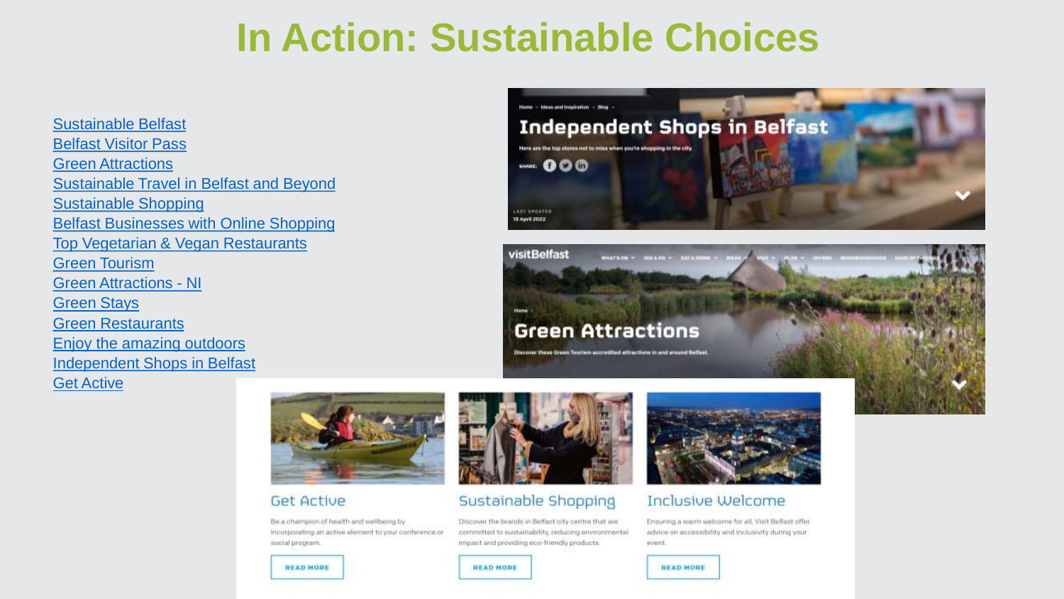# In Action: Sustainable Choices

- Sustainable Belfast
- Belfast Visitor Pass
- Green Attractions
- Sustainable Travel in Belfast and Beyond
- Sustainable Shopping
- Belfast Businesses with Online Shopping
- Top Vegetarian & Vegan Restaurants
- Green Tourism
- Green Attractions - NI
- Green Stays
- Green Restaurants
- Enjoy the amazing outdoors
- Independent Shops in Belfast
- Get Active

**Independent Shops in Belfast**

Here are the top stores not to miss when you're shopping in the city.

**Green Attractions**

Discover these Green Tourism accredited attractions in and around Belfast.

**Get Active**

Be a champion of health and wellbeing by incorporating an active element to your conference or social program.

READ MORE

**Sustainable Shopping**

Discover the brands in Belfast city centre that are committed to sustainability, reducing environmental impact and providing eco-friendly products.

READ MORE

**Inclusive Welcome**

Ensuring a warm welcome for all, Visit Belfast offer advice on accessibility and inclusivity during your event.

READ MORE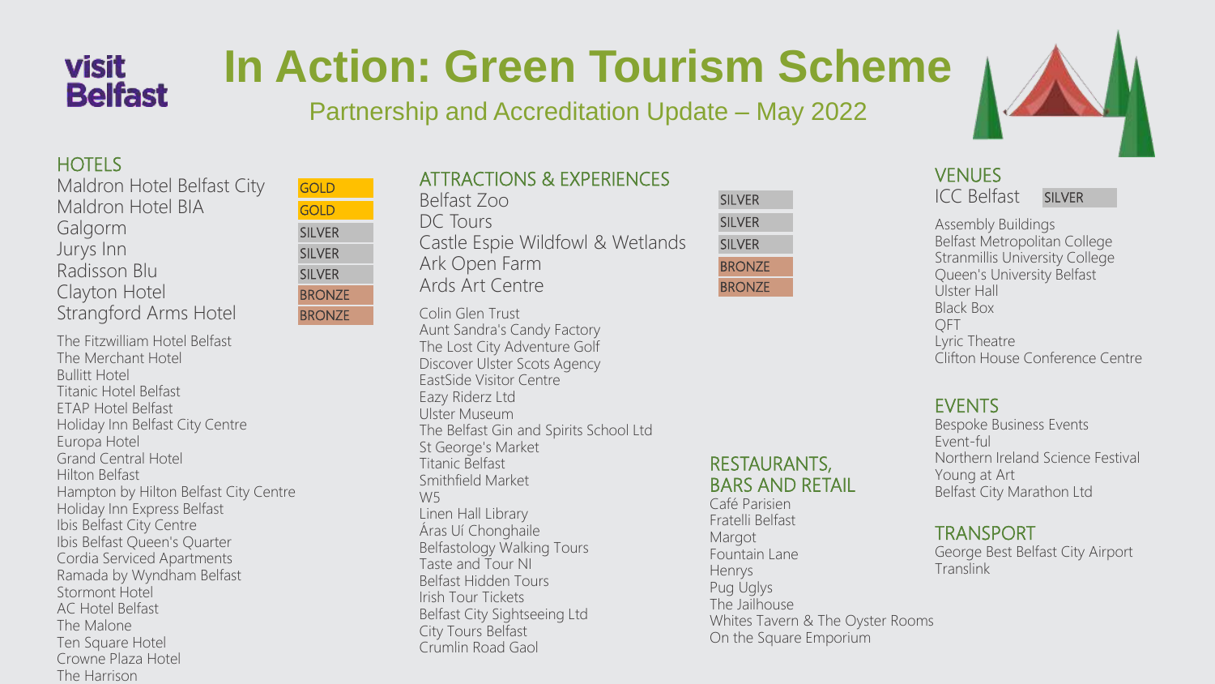# In Action: Green Tourism Scheme

## Partnership and Accreditation Update – May 2022

### HOTELS

| Hotel | Award |
|---|---|
| Maldron Hotel Belfast City | GOLD |
| Maldron Hotel BIA | GOLD |
| Galgorm | SILVER |
| Jurys Inn | SILVER |
| Radisson Blu | SILVER |
| Clayton Hotel | BRONZE |
| Strangford Arms Hotel | BRONZE |

- The Fitzwilliam Hotel Belfast
- The Merchant Hotel
- Bullitt Hotel
- Titanic Hotel Belfast
- ETAP Hotel Belfast
- Holiday Inn Belfast City Centre
- Europa Hotel
- Grand Central Hotel
- Hilton Belfast
- Hampton by Hilton Belfast City Centre
- Holiday Inn Express Belfast
- Ibis Belfast City Centre
- Ibis Belfast Queen's Quarter
- Cordia Serviced Apartments
- Ramada by Wyndham Belfast
- Stormont Hotel
- AC Hotel Belfast
- The Malone
- Ten Square Hotel
- Crowne Plaza Hotel
- The Harrison

### ATTRACTIONS & EXPERIENCES

| Attraction | Award |
|---|---|
| Belfast Zoo | SILVER |
| DC Tours | SILVER |
| Castle Espie Wildfowl & Wetlands | SILVER |
| Ark Open Farm | BRONZE |
| Ards Art Centre | BRONZE |

- Colin Glen Trust
- Aunt Sandra's Candy Factory
- The Lost City Adventure Golf
- Discover Ulster Scots Agency
- EastSide Visitor Centre
- Eazy Riderz Ltd
- Ulster Museum
- The Belfast Gin and Spirits School Ltd
- St George's Market
- Titanic Belfast
- Smithfield Market
- W5
- Linen Hall Library
- Áras Uí Chonghaile
- Belfastology Walking Tours
- Taste and Tour NI
- Belfast Hidden Tours
- Irish Tour Tickets
- Belfast City Sightseeing Ltd
- City Tours Belfast
- Crumlin Road Gaol

### RESTAURANTS, BARS AND RETAIL

- Café Parisien
- Fratelli Belfast
- Margot
- Fountain Lane
- Henrys
- Pug Uglys
- The Jailhouse
- Whites Tavern & The Oyster Rooms
- On the Square Emporium

### VENUES

| Venue | Award |
|---|---|
| ICC Belfast | SILVER |

- Assembly Buildings
- Belfast Metropolitan College
- Stranmillis University College
- Queen's University Belfast
- Ulster Hall
- Black Box
- QFT
- Lyric Theatre
- Clifton House Conference Centre

### EVENTS

- Bespoke Business Events
- Event-ful
- Northern Ireland Science Festival
- Young at Art
- Belfast City Marathon Ltd

### TRANSPORT

- George Best Belfast City Airport
- Translink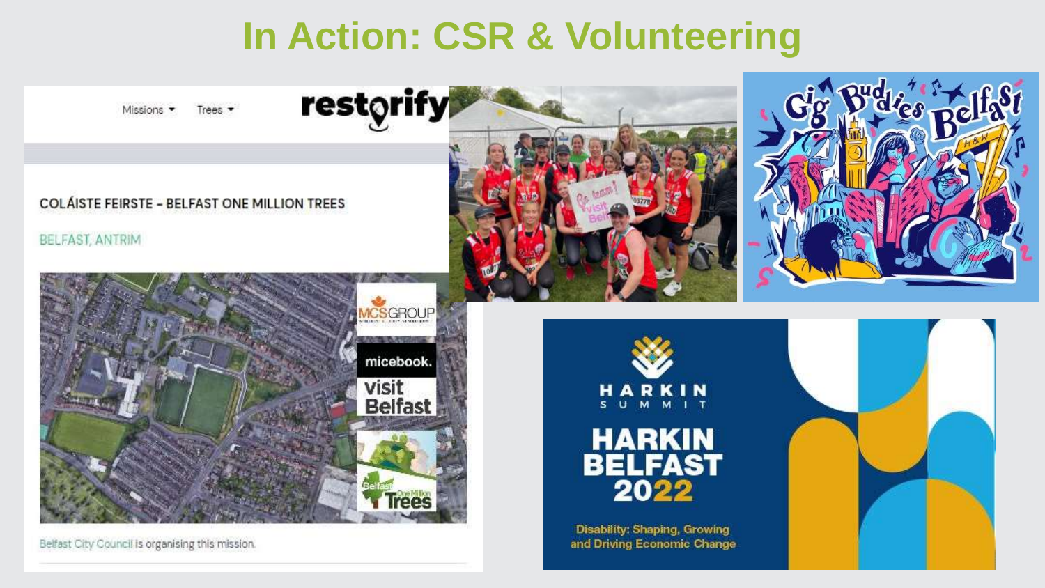# In Action: CSR & Volunteering

Missions ▾ Trees ▾

restorify

COLÁISTE FEIRSTE - BELFAST ONE MILLION TREES

BELFAST, ANTRIM

MCS GROUP

micebook.

visit Belfast

Belfast One Million Trees

Belfast City Council is organising this mission.

Gig Buddies Belfast

HARKIN SUMMIT

HARKIN BELFAST 2022

Disability: Shaping, Growing and Driving Economic Change